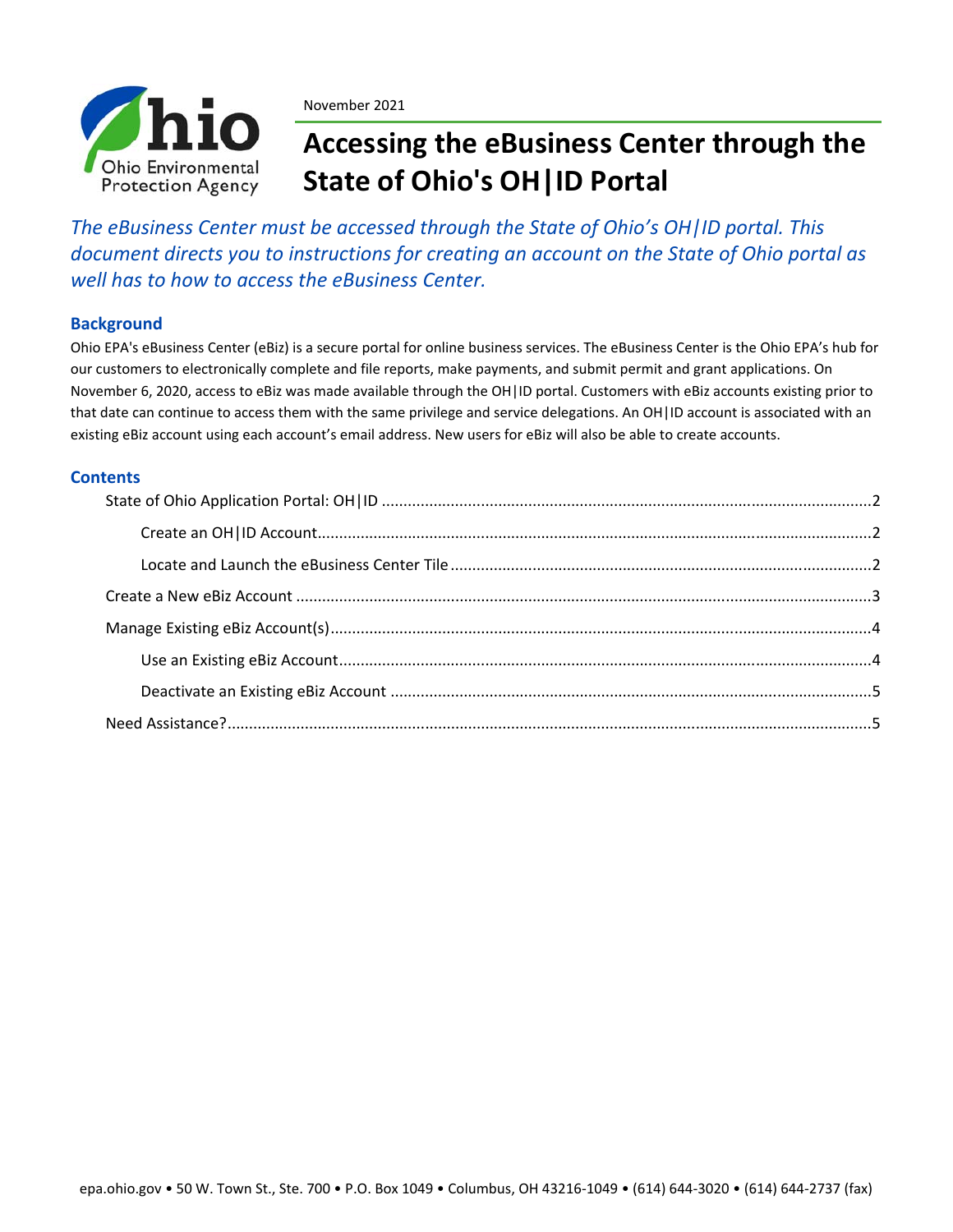November 2021

# Accessing the eBusiness Center through the State of Ohio's OH|ID Portal

*The eBusiness Center must be accessed through the State of Ohio's OH|ID portal. This document directs you to instructions for creating an account on the State of Ohio portal as well has to how to access the eBusiness Center.*

## Background

Ohio EPA's eBusiness Center (eBiz) is a secure portal for online business services. The eBusiness Center is the Ohio EPA's hub for our customers to electronically complete and file reports, make payments, and submit permit and grant applications. On November 6, 2020, access to eBiz was made available through the OH|ID portal. Customers with eBiz accounts existing prior to that date can continue to access them with the same privilege and service delegations. An OH|ID account is associated with an existing eBiz account using each account's email address. New users for eBiz will also be able to create accounts.

## Contents

- State of Ohio Application Portal: OH|ID ....2
  - Create an OH|ID Account....2
  - Locate and Launch the eBusiness Center Tile....2
- Create a New eBiz Account....3
- Manage Existing eBiz Account(s)....4
  - Use an Existing eBiz Account....4
  - Deactivate an Existing eBiz Account....5
- Need Assistance?....5

epa.ohio.gov • 50 W. Town St., Ste. 700 • P.O. Box 1049 • Columbus, OH 43216-1049 • (614) 644-3020 • (614) 644-2737 (fax)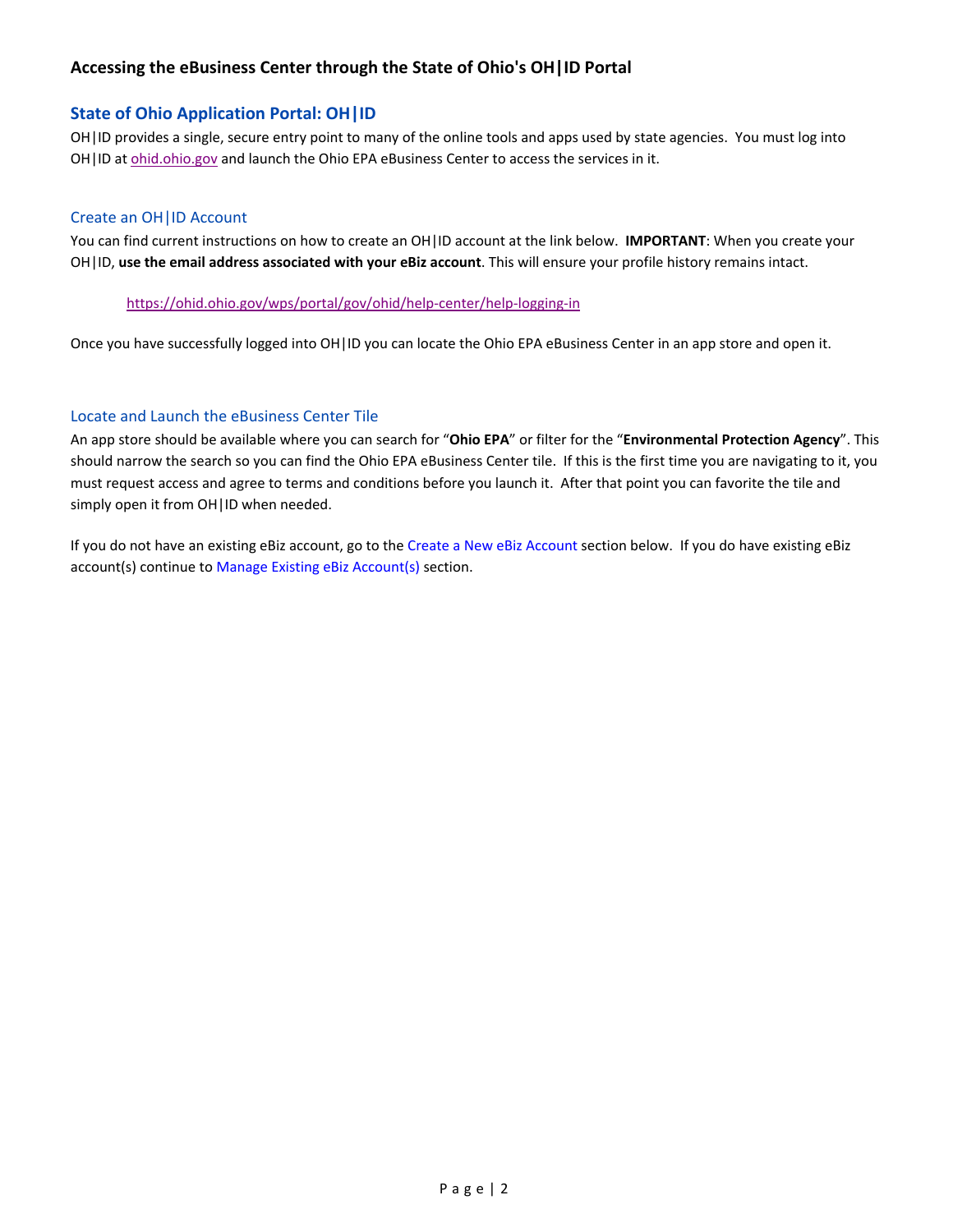## Accessing the eBusiness Center through the State of Ohio's OH|ID Portal

### State of Ohio Application Portal: OH|ID

OH|ID provides a single, secure entry point to many of the online tools and apps used by state agencies. You must log into OH|ID at [ohid.ohio.gov](https://ohid.ohio.gov) and launch the Ohio EPA eBusiness Center to access the services in it.

#### Create an OH|ID Account

You can find current instructions on how to create an OH|ID account at the link below. **IMPORTANT**: When you create your OH|ID, **use the email address associated with your eBiz account**. This will ensure your profile history remains intact.

https://ohid.ohio.gov/wps/portal/gov/ohid/help-center/help-logging-in

Once you have successfully logged into OH|ID you can locate the Ohio EPA eBusiness Center in an app store and open it.

#### Locate and Launch the eBusiness Center Tile

An app store should be available where you can search for "**Ohio EPA**" or filter for the "**Environmental Protection Agency**". This should narrow the search so you can find the Ohio EPA eBusiness Center tile. If this is the first time you are navigating to it, you must request access and agree to terms and conditions before you launch it. After that point you can favorite the tile and simply open it from OH|ID when needed.

If you do not have an existing eBiz account, go to the Create a New eBiz Account section below. If you do have existing eBiz account(s) continue to Manage Existing eBiz Account(s) section.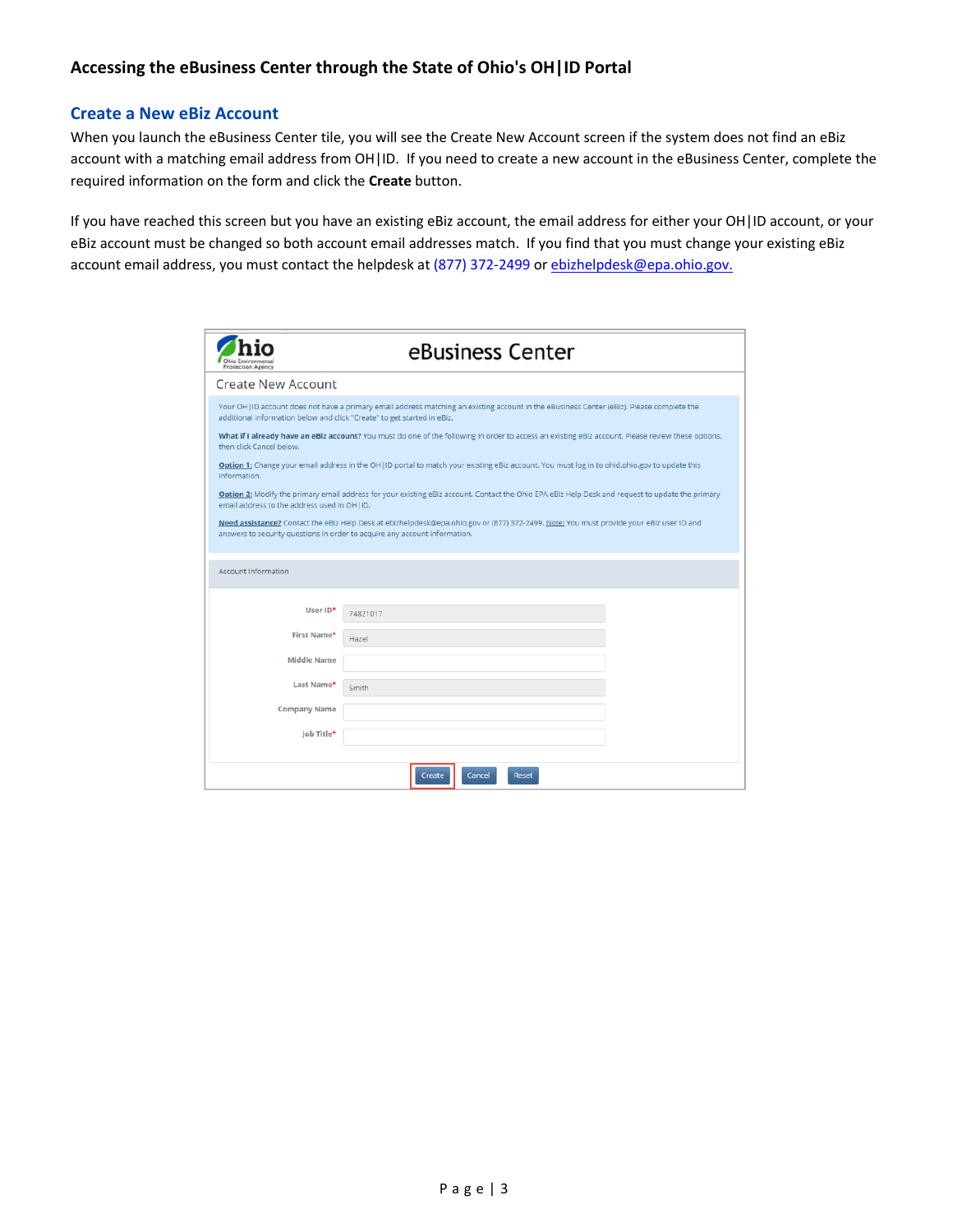# Accessing the eBusiness Center through the State of Ohio's OH|ID Portal

## Create a New eBiz Account

When you launch the eBusiness Center tile, you will see the Create New Account screen if the system does not find an eBiz account with a matching email address from OH|ID. If you need to create a new account in the eBusiness Center, complete the required information on the form and click the **Create** button.

If you have reached this screen but you have an existing eBiz account, the email address for either your OH|ID account, or your eBiz account must be changed so both account email addresses match. If you find that you must change your existing eBiz account email address, you must contact the helpdesk at (877) 372-2499 or ebizhelpdesk@epa.ohio.gov.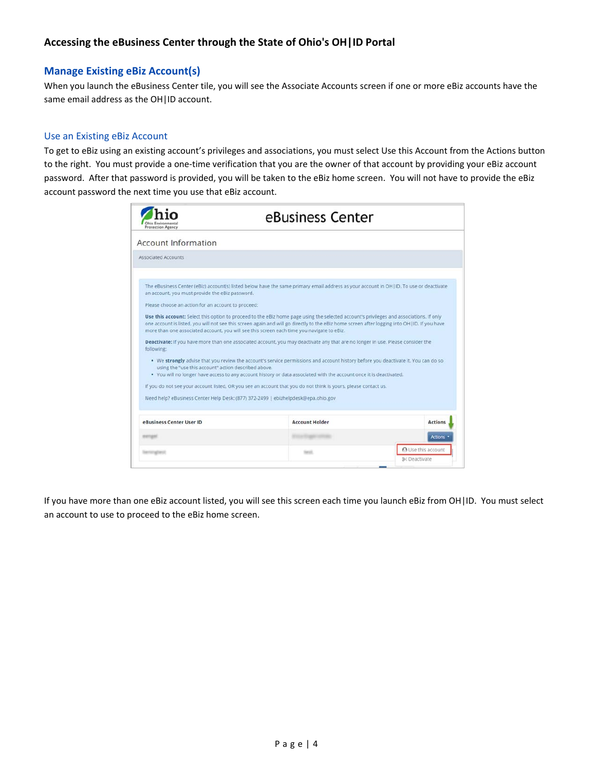### Accessing the eBusiness Center through the State of Ohio's OH|ID Portal

## Manage Existing eBiz Account(s)

When you launch the eBusiness Center tile, you will see the Associate Accounts screen if one or more eBiz accounts have the same email address as the OH|ID account.

### Use an Existing eBiz Account

To get to eBiz using an existing account's privileges and associations, you must select Use this Account from the Actions button to the right. You must provide a one-time verification that you are the owner of that account by providing your eBiz account password. After that password is provided, you will be taken to the eBiz home screen. You will not have to provide the eBiz account password the next time you use that eBiz account.

If you have more than one eBiz account listed, you will see this screen each time you launch eBiz from OH|ID. You must select an account to use to proceed to the eBiz home screen.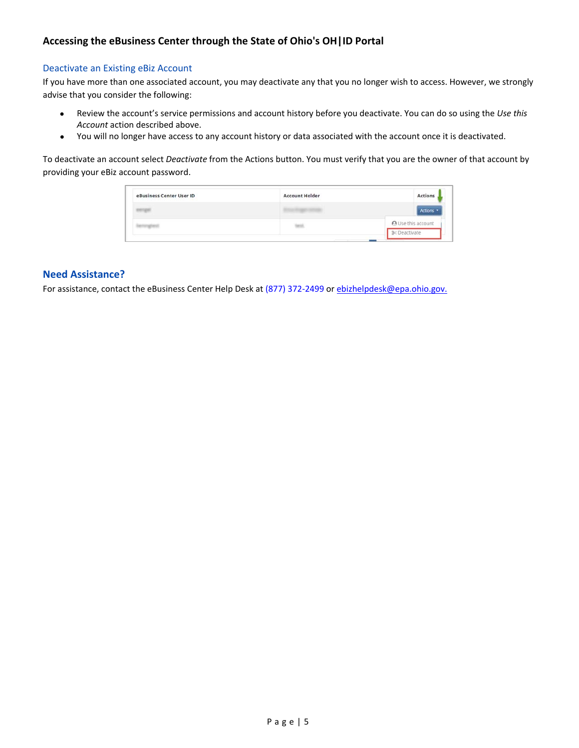# Accessing the eBusiness Center through the State of Ohio's OH|ID Portal

## Deactivate an Existing eBiz Account

If you have more than one associated account, you may deactivate any that you no longer wish to access. However, we strongly advise that you consider the following:

- Review the account's service permissions and account history before you deactivate. You can do so using the *Use this Account* action described above.
- You will no longer have access to any account history or data associated with the account once it is deactivated.

To deactivate an account select *Deactivate* from the Actions button. You must verify that you are the owner of that account by providing your eBiz account password.

## Need Assistance?

For assistance, contact the eBusiness Center Help Desk at (877) 372-2499 or ebizhelpdesk@epa.ohio.gov.